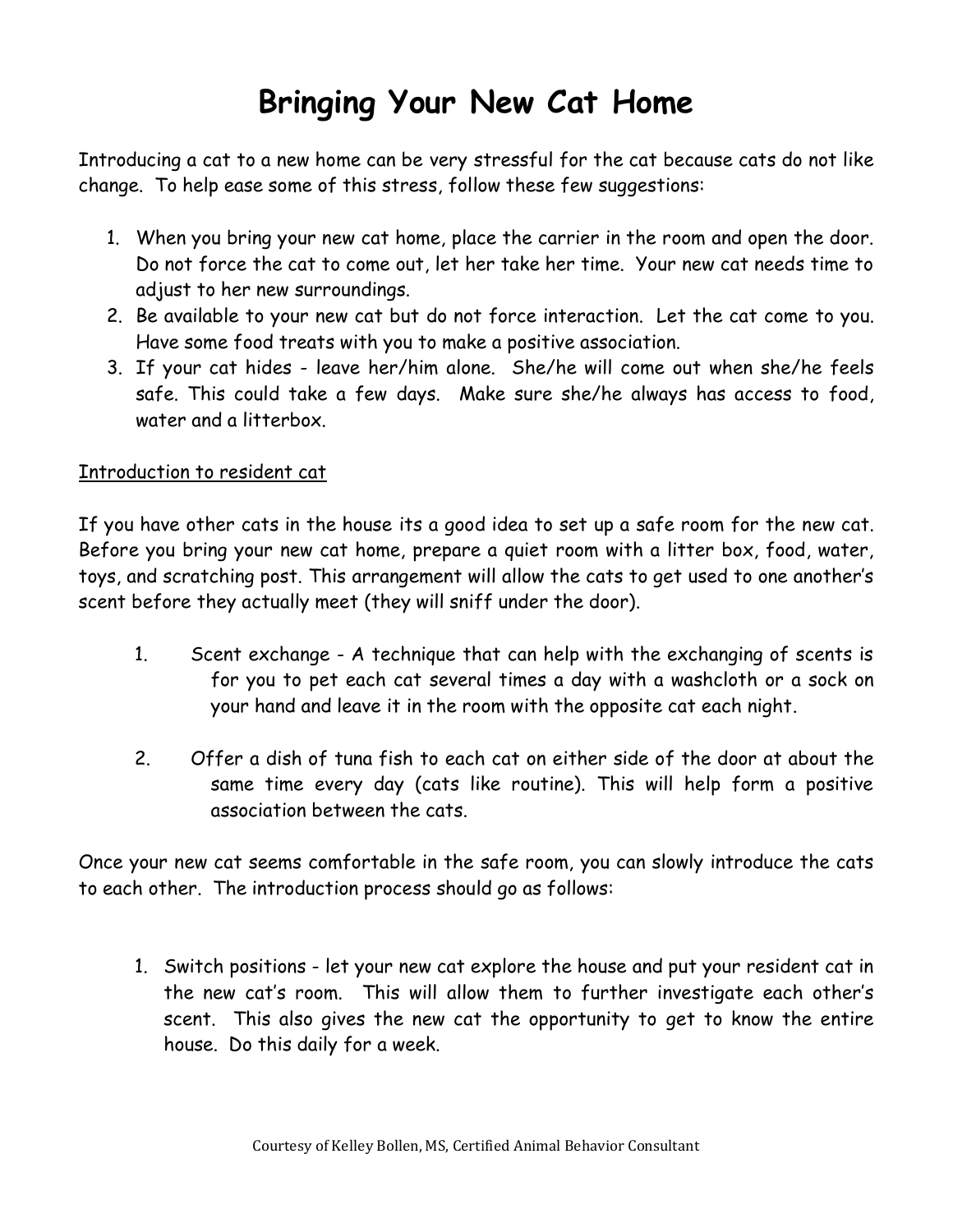# Bringing Your New Cat Home

Introducing a cat to a new home can be very stressful for the cat because cats do not like change. To help ease some of this stress, follow these few suggestions:

1. When you bring your new cat home, place the carrier in the room and open the door. Do not force the cat to come out, let her take her time. Your new cat needs time to adjust to her new surroundings.
2. Be available to your new cat but do not force interaction. Let the cat come to you. Have some food treats with you to make a positive association.
3. If your cat hides - leave her/him alone. She/he will come out when she/he feels safe. This could take a few days. Make sure she/he always has access to food, water and a litterbox.

<u>Introduction to resident cat</u>

If you have other cats in the house its a good idea to set up a safe room for the new cat. Before you bring your new cat home, prepare a quiet room with a litter box, food, water, toys, and scratching post. This arrangement will allow the cats to get used to one another's scent before they actually meet (they will sniff under the door).

1. Scent exchange - A technique that can help with the exchanging of scents is for you to pet each cat several times a day with a washcloth or a sock on your hand and leave it in the room with the opposite cat each night.

2. Offer a dish of tuna fish to each cat on either side of the door at about the same time every day (cats like routine). This will help form a positive association between the cats.

Once your new cat seems comfortable in the safe room, you can slowly introduce the cats to each other. The introduction process should go as follows:

1. Switch positions - let your new cat explore the house and put your resident cat in the new cat's room. This will allow them to further investigate each other's scent. This also gives the new cat the opportunity to get to know the entire house. Do this daily for a week.

Courtesy of Kelley Bollen, MS, Certified Animal Behavior Consultant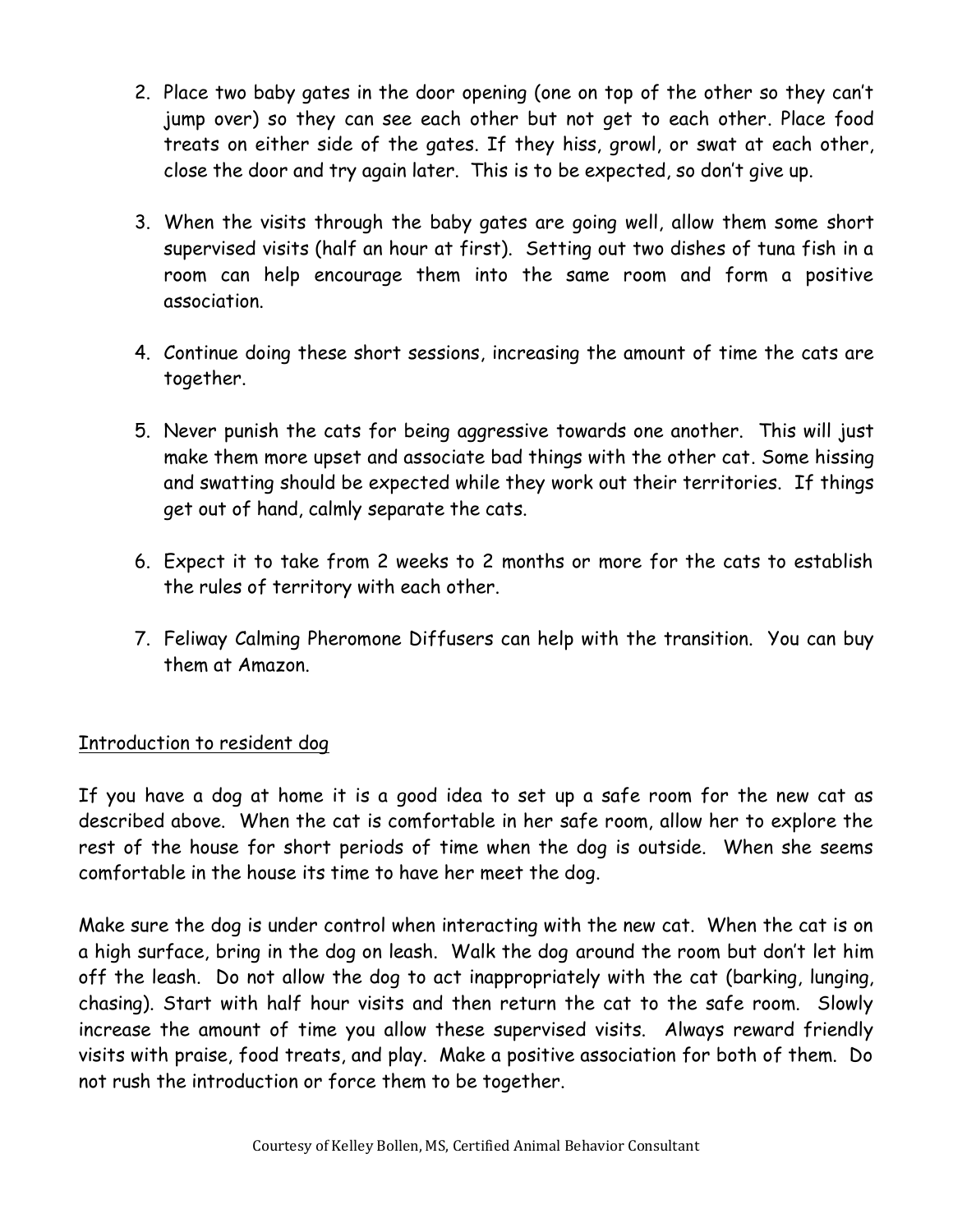2. Place two baby gates in the door opening (one on top of the other so they can't jump over) so they can see each other but not get to each other. Place food treats on either side of the gates. If they hiss, growl, or swat at each other, close the door and try again later. This is to be expected, so don't give up.

3. When the visits through the baby gates are going well, allow them some short supervised visits (half an hour at first). Setting out two dishes of tuna fish in a room can help encourage them into the same room and form a positive association.

4. Continue doing these short sessions, increasing the amount of time the cats are together.

5. Never punish the cats for being aggressive towards one another. This will just make them more upset and associate bad things with the other cat. Some hissing and swatting should be expected while they work out their territories. If things get out of hand, calmly separate the cats.

6. Expect it to take from 2 weeks to 2 months or more for the cats to establish the rules of territory with each other.

7. Feliway Calming Pheromone Diffusers can help with the transition. You can buy them at Amazon.

<u>Introduction to resident dog</u>

If you have a dog at home it is a good idea to set up a safe room for the new cat as described above. When the cat is comfortable in her safe room, allow her to explore the rest of the house for short periods of time when the dog is outside. When she seems comfortable in the house its time to have her meet the dog.

Make sure the dog is under control when interacting with the new cat. When the cat is on a high surface, bring in the dog on leash. Walk the dog around the room but don't let him off the leash. Do not allow the dog to act inappropriately with the cat (barking, lunging, chasing). Start with half hour visits and then return the cat to the safe room. Slowly increase the amount of time you allow these supervised visits. Always reward friendly visits with praise, food treats, and play. Make a positive association for both of them. Do not rush the introduction or force them to be together.

Courtesy of Kelley Bollen, MS, Certified Animal Behavior Consultant